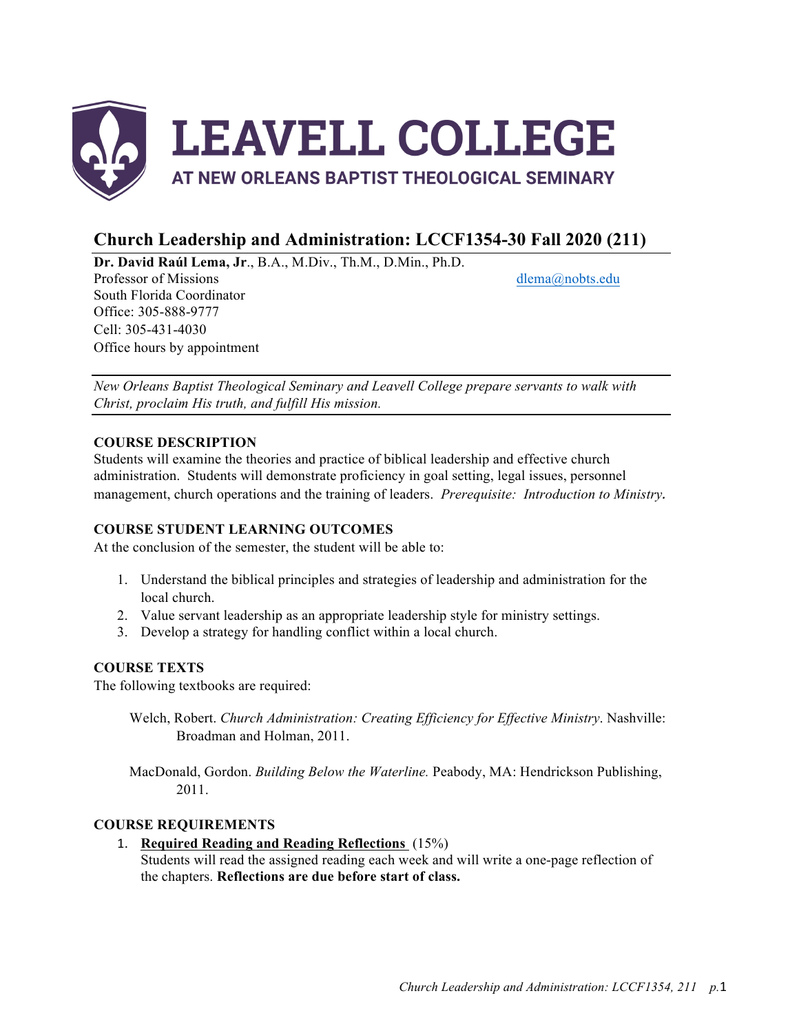# LEAVELL COLLEGE

AT NEW ORLEANS BAPTIST THEOLOGICAL SEMINARY

## Church Leadership and Administration: LCCF1354-30 Fall 2020 (211)

**Dr. David Raúl Lema, Jr**., B.A., M.Div., Th.M., D.Min., Ph.D.
Professor of Missions — dlema@nobts.edu
South Florida Coordinator
Office: 305-888-9777
Cell: 305-431-4030
Office hours by appointment

*New Orleans Baptist Theological Seminary and Leavell College prepare servants to walk with Christ, proclaim His truth, and fulfill His mission.*

### COURSE DESCRIPTION

Students will examine the theories and practice of biblical leadership and effective church administration. Students will demonstrate proficiency in goal setting, legal issues, personnel management, church operations and the training of leaders. *Prerequisite: Introduction to Ministry*.

### COURSE STUDENT LEARNING OUTCOMES

At the conclusion of the semester, the student will be able to:

1. Understand the biblical principles and strategies of leadership and administration for the local church.
2. Value servant leadership as an appropriate leadership style for ministry settings.
3. Develop a strategy for handling conflict within a local church.

### COURSE TEXTS

The following textbooks are required:

Welch, Robert. *Church Administration: Creating Efficiency for Effective Ministry*. Nashville: Broadman and Holman, 2011.

MacDonald, Gordon. *Building Below the Waterline.* Peabody, MA: Hendrickson Publishing, 2011.

### COURSE REQUIREMENTS

1. **Required Reading and Reading Reflections** (15%)
   Students will read the assigned reading each week and will write a one-page reflection of the chapters. **Reflections are due before start of class.**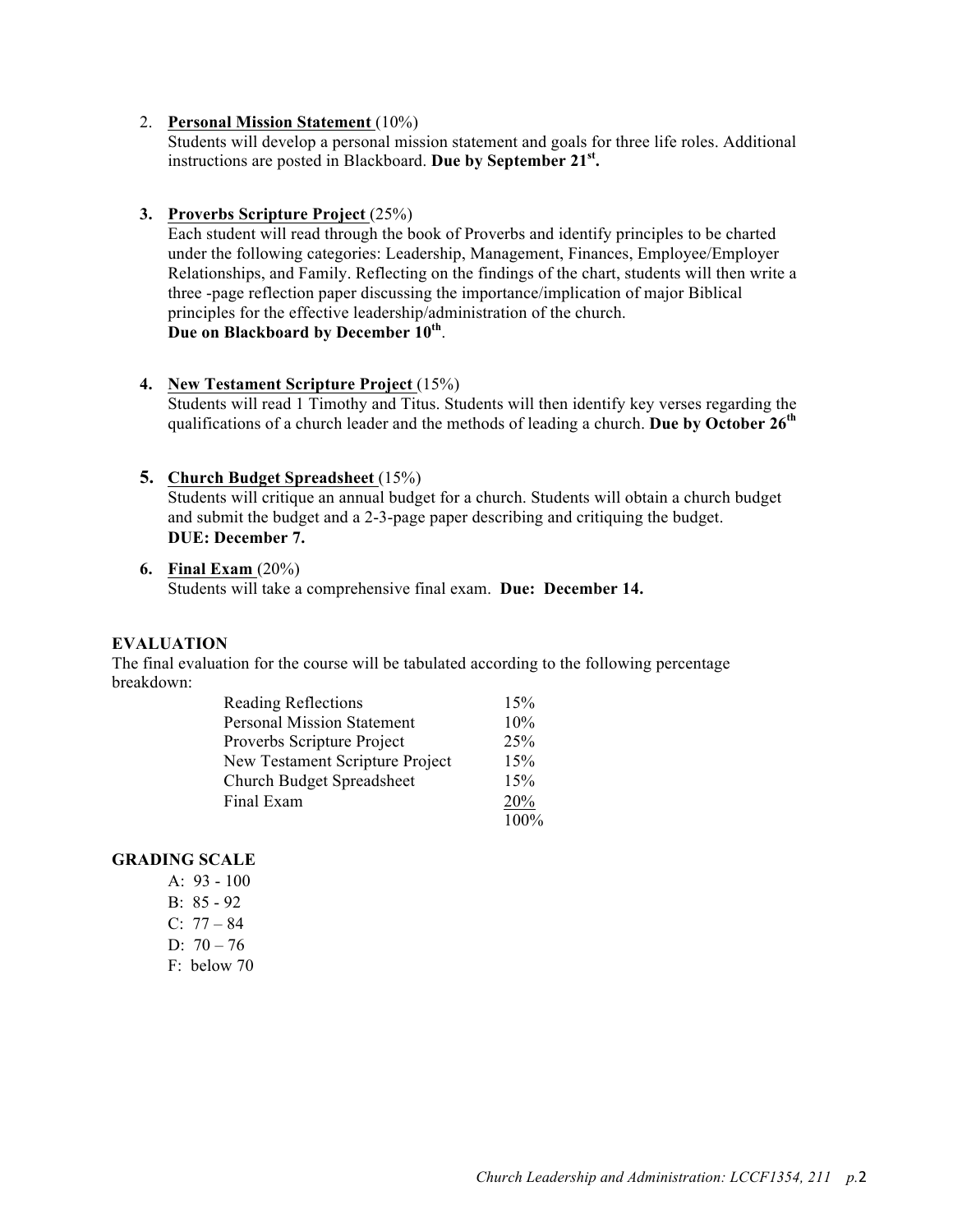2. **Personal Mission Statement** (10%)
   Students will develop a personal mission statement and goals for three life roles. Additional instructions are posted in Blackboard. **Due by September 21st.**

3. **Proverbs Scripture Project** (25%)
   Each student will read through the book of Proverbs and identify principles to be charted under the following categories: Leadership, Management, Finances, Employee/Employer Relationships, and Family. Reflecting on the findings of the chart, students will then write a three -page reflection paper discussing the importance/implication of major Biblical principles for the effective leadership/administration of the church.
   **Due on Blackboard by December 10th**.

4. **New Testament Scripture Project** (15%)
   Students will read 1 Timothy and Titus. Students will then identify key verses regarding the qualifications of a church leader and the methods of leading a church. **Due by October 26th**

5. **Church Budget Spreadsheet** (15%)
   Students will critique an annual budget for a church. Students will obtain a church budget and submit the budget and a 2-3-page paper describing and critiquing the budget.
   **DUE: December 7.**

6. **Final Exam** (20%)
   Students will take a comprehensive final exam. **Due: December 14.**

**EVALUATION**

The final evaluation for the course will be tabulated according to the following percentage breakdown:

| | |
|---|---|
| Reading Reflections | 15% |
| Personal Mission Statement | 10% |
| Proverbs Scripture Project | 25% |
| New Testament Scripture Project | 15% |
| Church Budget Spreadsheet | 15% |
| Final Exam | 20% |
| | 100% |

**GRADING SCALE**

- A: 93 - 100
- B: 85 - 92
- C: 77 – 84
- D: 70 – 76
- F: below 70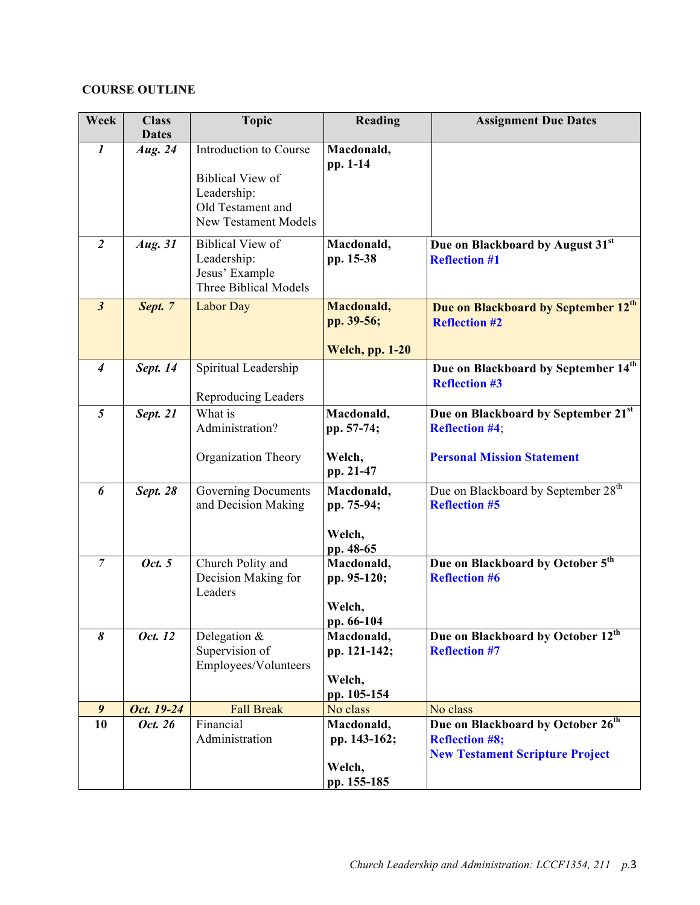**COURSE OUTLINE**

| Week | Class Dates | Topic | Reading | Assignment Due Dates |
|---|---|---|---|---|
| *1* | *Aug. 24* | Introduction to Course<br><br>Biblical View of Leadership:<br>Old Testament and New Testament Models | **Macdonald, pp. 1-14** | |
| *2* | *Aug. 31* | Biblical View of Leadership:<br>Jesus' Example<br>Three Biblical Models | **Macdonald, pp. 15-38** | **Due on Blackboard by August 31st**<br>**Reflection #1** |
| *3* | *Sept. 7* | Labor Day | **Macdonald, pp. 39-56;**<br><br>**Welch, pp. 1-20** | **Due on Blackboard by September 12th**<br>**Reflection #2** |
| *4* | *Sept. 14* | Spiritual Leadership<br><br>Reproducing Leaders | | **Due on Blackboard by September 14th**<br>**Reflection #3** |
| *5* | *Sept. 21* | What is Administration?<br><br>Organization Theory | **Macdonald, pp. 57-74;**<br><br>**Welch, pp. 21-47** | **Due on Blackboard by September 21st**<br>**Reflection #4**;<br><br>**Personal Mission Statement** |
| *6* | *Sept. 28* | Governing Documents and Decision Making | **Macdonald, pp. 75-94;**<br><br>**Welch, pp. 48-65** | Due on Blackboard by September 28th<br>**Reflection #5** |
| *7* | *Oct. 5* | Church Polity and Decision Making for Leaders | **Macdonald, pp. 95-120;**<br><br>**Welch, pp. 66-104** | **Due on Blackboard by October 5th**<br>**Reflection #6** |
| *8* | *Oct. 12* | Delegation & Supervision of Employees/Volunteers | **Macdonald, pp. 121-142;**<br><br>**Welch, pp. 105-154** | **Due on Blackboard by October 12th**<br>**Reflection #7** |
| *9* | *Oct. 19-24* | Fall Break | No class | No class |
| **10** | *Oct. 26* | Financial Administration | **Macdonald, pp. 143-162;**<br><br>**Welch, pp. 155-185** | **Due on Blackboard by October 26th**<br>**Reflection #8;**<br>**New Testament Scripture Project** |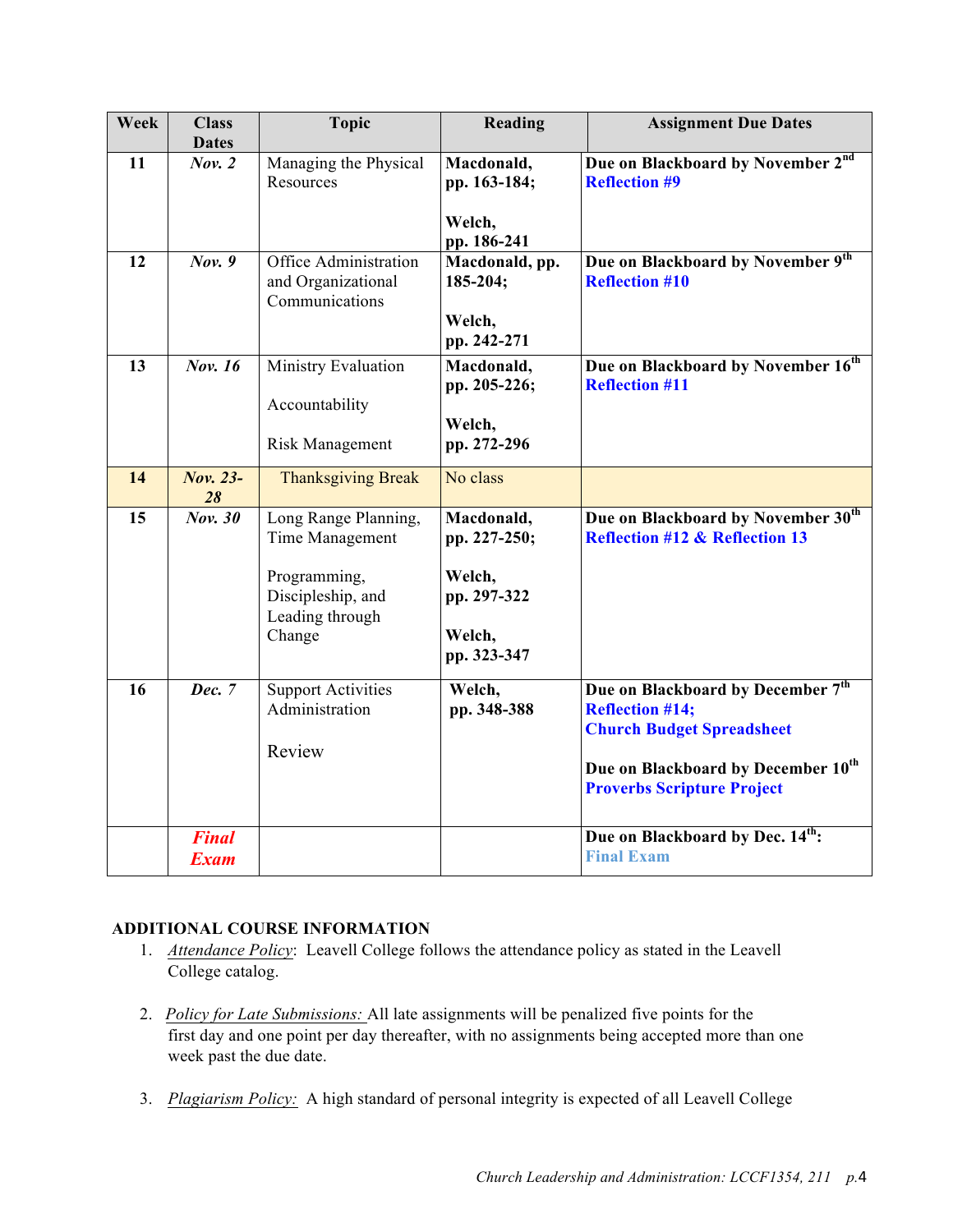| Week | Class Dates | Topic | Reading | Assignment Due Dates |
|---|---|---|---|---|
| 11 | *Nov. 2* | Managing the Physical Resources | **Macdonald, pp. 163-184;** <br><br> **Welch, pp. 186-241** | **Due on Blackboard by November 2nd** <br> **Reflection #9** |
| 12 | *Nov. 9* | Office Administration and Organizational Communications | **Macdonald, pp. 185-204;** <br><br> **Welch, pp. 242-271** | **Due on Blackboard by November 9th** <br> **Reflection #10** |
| 13 | *Nov. 16* | Ministry Evaluation <br><br> Accountability <br><br> Risk Management | **Macdonald, pp. 205-226;** <br><br> **Welch, pp. 272-296** | **Due on Blackboard by November 16th** <br> **Reflection #11** |
| 14 | *Nov. 23-28* | Thanksgiving Break | No class | |
| 15 | *Nov. 30* | Long Range Planning, Time Management <br><br> Programming, Discipleship, and Leading through Change | **Macdonald, pp. 227-250;** <br><br> **Welch, pp. 297-322** <br><br> **Welch, pp. 323-347** | **Due on Blackboard by November 30th** <br> **Reflection #12 & Reflection 13** |
| 16 | *Dec. 7* | Support Activities Administration <br><br> Review | **Welch, pp. 348-388** | **Due on Blackboard by December 7th** <br> **Reflection #14;** <br> **Church Budget Spreadsheet** <br><br> **Due on Blackboard by December 10th** <br> **Proverbs Scripture Project** |
| | ***Final Exam*** | | | **Due on Blackboard by Dec. 14th:** <br> **Final Exam** |

**ADDITIONAL COURSE INFORMATION**

1. *Attendance Policy*: Leavell College follows the attendance policy as stated in the Leavell College catalog.

2. *Policy for Late Submissions:* All late assignments will be penalized five points for the first day and one point per day thereafter, with no assignments being accepted more than one week past the due date.

3. *Plagiarism Policy:* A high standard of personal integrity is expected of all Leavell College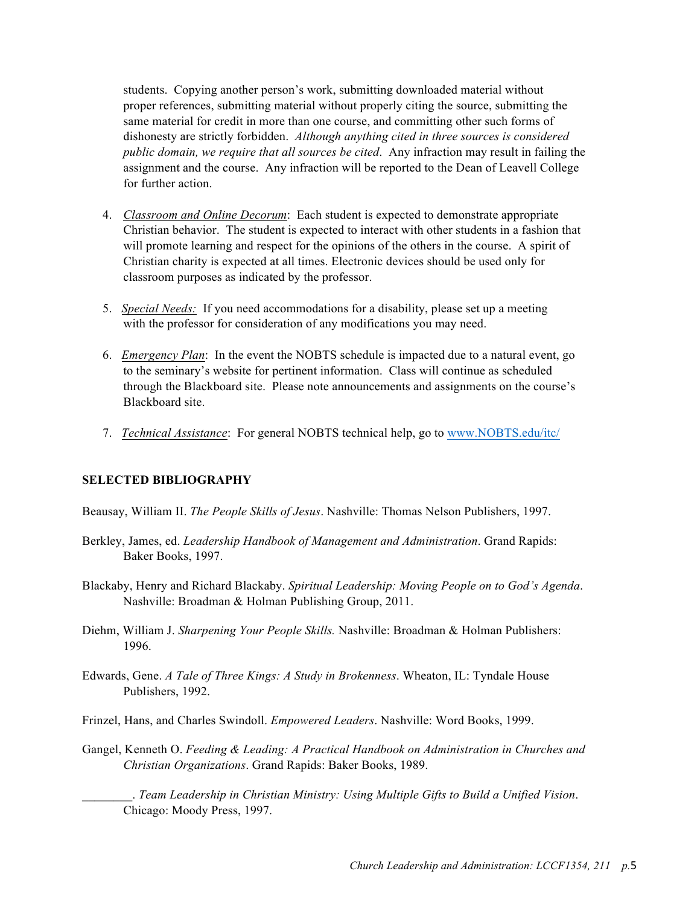students. Copying another person's work, submitting downloaded material without proper references, submitting material without properly citing the source, submitting the same material for credit in more than one course, and committing other such forms of dishonesty are strictly forbidden. *Although anything cited in three sources is considered public domain, we require that all sources be cited.* Any infraction may result in failing the assignment and the course. Any infraction will be reported to the Dean of Leavell College for further action.

4. *Classroom and Online Decorum*: Each student is expected to demonstrate appropriate Christian behavior. The student is expected to interact with other students in a fashion that will promote learning and respect for the opinions of the others in the course. A spirit of Christian charity is expected at all times. Electronic devices should be used only for classroom purposes as indicated by the professor.

5. *Special Needs:* If you need accommodations for a disability, please set up a meeting with the professor for consideration of any modifications you may need.

6. *Emergency Plan*: In the event the NOBTS schedule is impacted due to a natural event, go to the seminary's website for pertinent information. Class will continue as scheduled through the Blackboard site. Please note announcements and assignments on the course's Blackboard site.

7. *Technical Assistance*: For general NOBTS technical help, go to [www.NOBTS.edu/itc/](http://www.NOBTS.edu/itc/)

## SELECTED BIBLIOGRAPHY

Beausay, William II. *The People Skills of Jesus*. Nashville: Thomas Nelson Publishers, 1997.

Berkley, James, ed. *Leadership Handbook of Management and Administration*. Grand Rapids: Baker Books, 1997.

Blackaby, Henry and Richard Blackaby. *Spiritual Leadership: Moving People on to God's Agenda*. Nashville: Broadman & Holman Publishing Group, 2011.

Diehm, William J. *Sharpening Your People Skills.* Nashville: Broadman & Holman Publishers: 1996.

Edwards, Gene. *A Tale of Three Kings: A Study in Brokenness*. Wheaton, IL: Tyndale House Publishers, 1992.

Frinzel, Hans, and Charles Swindoll. *Empowered Leaders*. Nashville: Word Books, 1999.

Gangel, Kenneth O. *Feeding & Leading: A Practical Handbook on Administration in Churches and Christian Organizations*. Grand Rapids: Baker Books, 1989.

________. *Team Leadership in Christian Ministry: Using Multiple Gifts to Build a Unified Vision*. Chicago: Moody Press, 1997.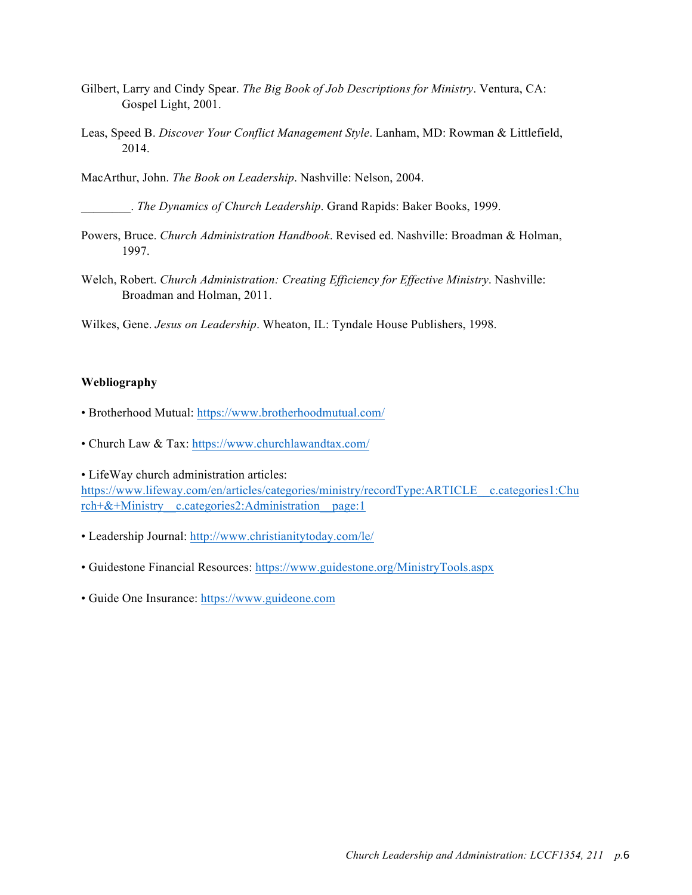Gilbert, Larry and Cindy Spear. *The Big Book of Job Descriptions for Ministry*. Ventura, CA: Gospel Light, 2001.

Leas, Speed B. *Discover Your Conflict Management Style*. Lanham, MD: Rowman & Littlefield, 2014.

MacArthur, John. *The Book on Leadership*. Nashville: Nelson, 2004.

________. *The Dynamics of Church Leadership*. Grand Rapids: Baker Books, 1999.

Powers, Bruce. *Church Administration Handbook*. Revised ed. Nashville: Broadman & Holman, 1997.

Welch, Robert. *Church Administration: Creating Efficiency for Effective Ministry*. Nashville: Broadman and Holman, 2011.

Wilkes, Gene. *Jesus on Leadership*. Wheaton, IL: Tyndale House Publishers, 1998.

**Webliography**

• Brotherhood Mutual: https://www.brotherhoodmutual.com/

• Church Law & Tax: https://www.churchlawandtax.com/

• LifeWay church administration articles: https://www.lifeway.com/en/articles/categories/ministry/recordType:ARTICLE__c.categories1:Church+&+Ministry__c.categories2:Administration__page:1

• Leadership Journal: http://www.christianitytoday.com/le/

• Guidestone Financial Resources: https://www.guidestone.org/MinistryTools.aspx

• Guide One Insurance: https://www.guideone.com